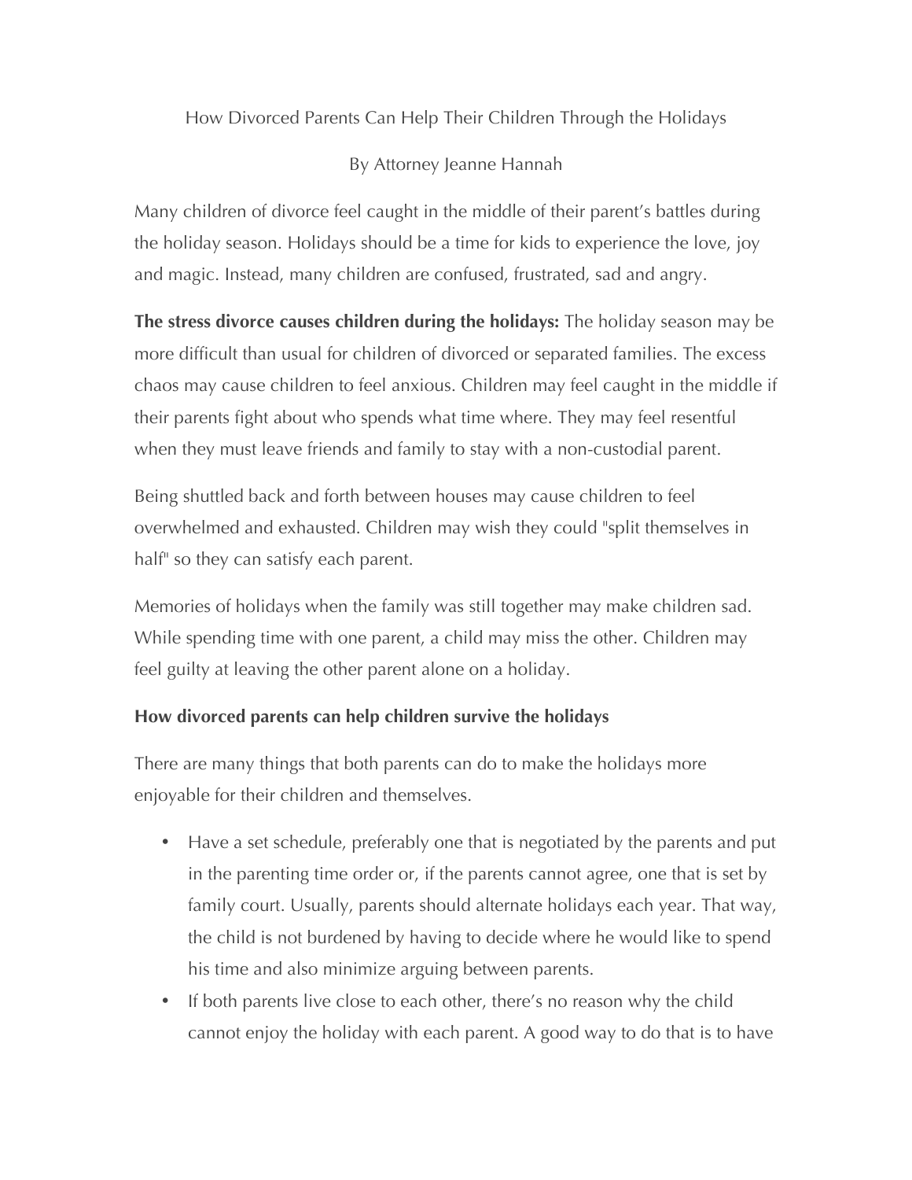# How Divorced Parents Can Help Their Children Through the Holidays

By Attorney Jeanne Hannah

Many children of divorce feel caught in the middle of their parent's battles during the holiday season. Holidays should be a time for kids to experience the love, joy and magic. Instead, many children are confused, frustrated, sad and angry.

**The stress divorce causes children during the holidays:** The holiday season may be more difficult than usual for children of divorced or separated families. The excess chaos may cause children to feel anxious. Children may feel caught in the middle if their parents fight about who spends what time where. They may feel resentful when they must leave friends and family to stay with a non-custodial parent.

Being shuttled back and forth between houses may cause children to feel overwhelmed and exhausted. Children may wish they could "split themselves in half" so they can satisfy each parent.

Memories of holidays when the family was still together may make children sad. While spending time with one parent, a child may miss the other. Children may feel guilty at leaving the other parent alone on a holiday.

**How divorced parents can help children survive the holidays**

There are many things that both parents can do to make the holidays more enjoyable for their children and themselves.

- Have a set schedule, preferably one that is negotiated by the parents and put in the parenting time order or, if the parents cannot agree, one that is set by family court. Usually, parents should alternate holidays each year. That way, the child is not burdened by having to decide where he would like to spend his time and also minimize arguing between parents.
- If both parents live close to each other, there's no reason why the child cannot enjoy the holiday with each parent. A good way to do that is to have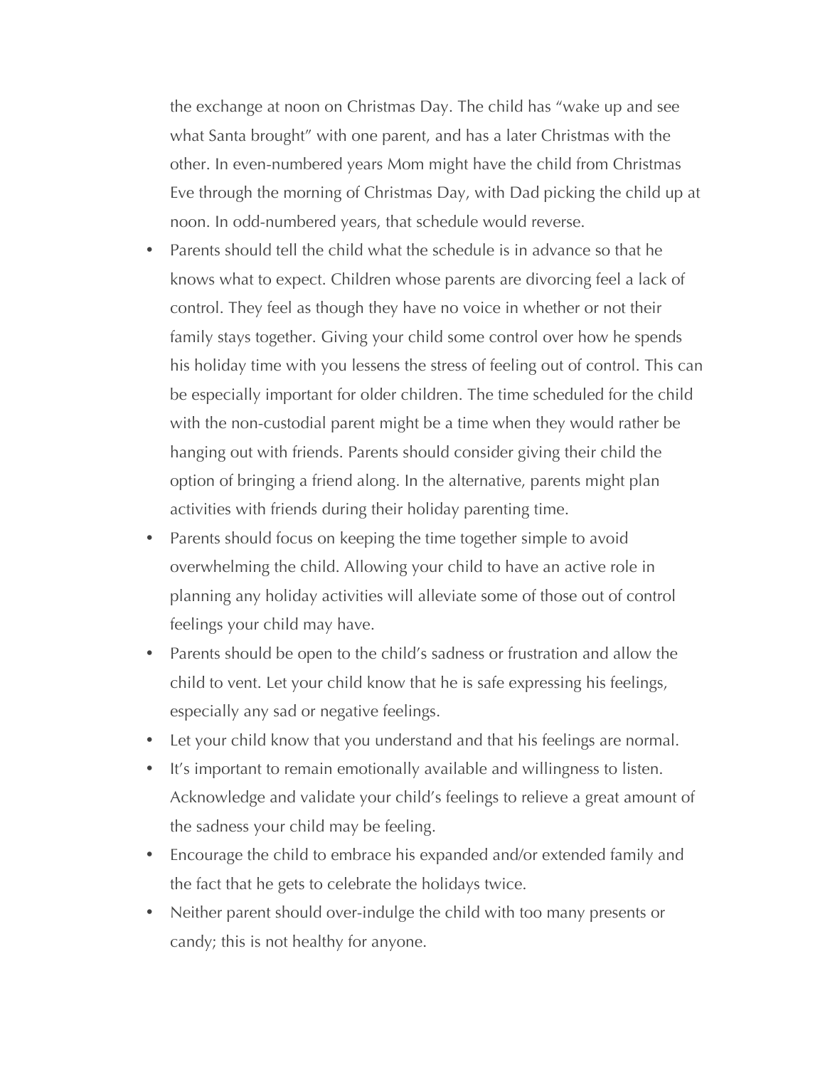the exchange at noon on Christmas Day. The child has “wake up and see what Santa brought” with one parent, and has a later Christmas with the other. In even-numbered years Mom might have the child from Christmas Eve through the morning of Christmas Day, with Dad picking the child up at noon. In odd-numbered years, that schedule would reverse.

- Parents should tell the child what the schedule is in advance so that he knows what to expect. Children whose parents are divorcing feel a lack of control. They feel as though they have no voice in whether or not their family stays together. Giving your child some control over how he spends his holiday time with you lessens the stress of feeling out of control. This can be especially important for older children. The time scheduled for the child with the non-custodial parent might be a time when they would rather be hanging out with friends. Parents should consider giving their child the option of bringing a friend along. In the alternative, parents might plan activities with friends during their holiday parenting time.
- Parents should focus on keeping the time together simple to avoid overwhelming the child. Allowing your child to have an active role in planning any holiday activities will alleviate some of those out of control feelings your child may have.
- Parents should be open to the child’s sadness or frustration and allow the child to vent. Let your child know that he is safe expressing his feelings, especially any sad or negative feelings.
- Let your child know that you understand and that his feelings are normal.
- It’s important to remain emotionally available and willingness to listen. Acknowledge and validate your child’s feelings to relieve a great amount of the sadness your child may be feeling.
- Encourage the child to embrace his expanded and/or extended family and the fact that he gets to celebrate the holidays twice.
- Neither parent should over-indulge the child with too many presents or candy; this is not healthy for anyone.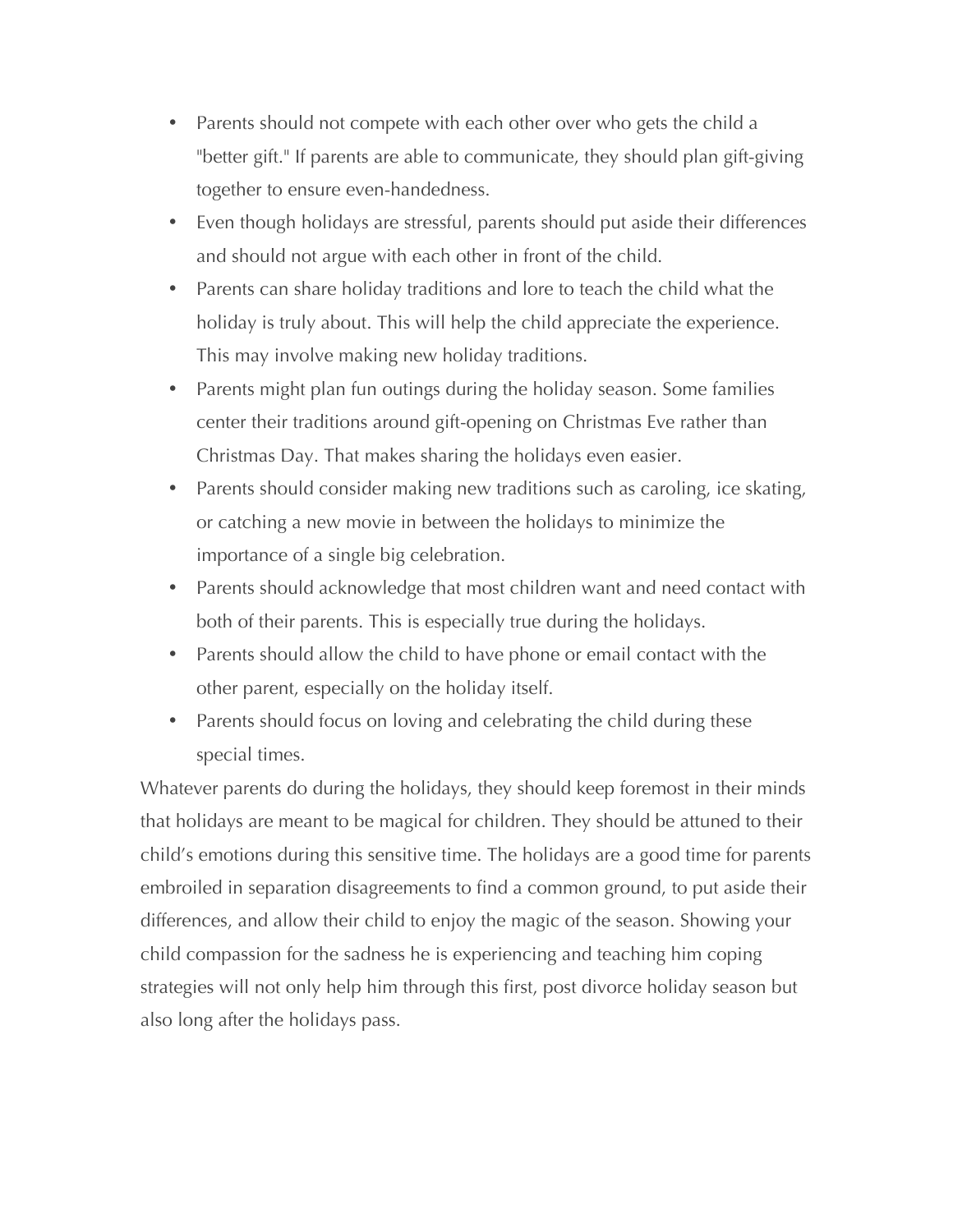- Parents should not compete with each other over who gets the child a "better gift." If parents are able to communicate, they should plan gift-giving together to ensure even-handedness.
- Even though holidays are stressful, parents should put aside their differences and should not argue with each other in front of the child.
- Parents can share holiday traditions and lore to teach the child what the holiday is truly about. This will help the child appreciate the experience. This may involve making new holiday traditions.
- Parents might plan fun outings during the holiday season. Some families center their traditions around gift-opening on Christmas Eve rather than Christmas Day. That makes sharing the holidays even easier.
- Parents should consider making new traditions such as caroling, ice skating, or catching a new movie in between the holidays to minimize the importance of a single big celebration.
- Parents should acknowledge that most children want and need contact with both of their parents. This is especially true during the holidays.
- Parents should allow the child to have phone or email contact with the other parent, especially on the holiday itself.
- Parents should focus on loving and celebrating the child during these special times.

Whatever parents do during the holidays, they should keep foremost in their minds that holidays are meant to be magical for children. They should be attuned to their child's emotions during this sensitive time. The holidays are a good time for parents embroiled in separation disagreements to find a common ground, to put aside their differences, and allow their child to enjoy the magic of the season. Showing your child compassion for the sadness he is experiencing and teaching him coping strategies will not only help him through this first, post divorce holiday season but also long after the holidays pass.